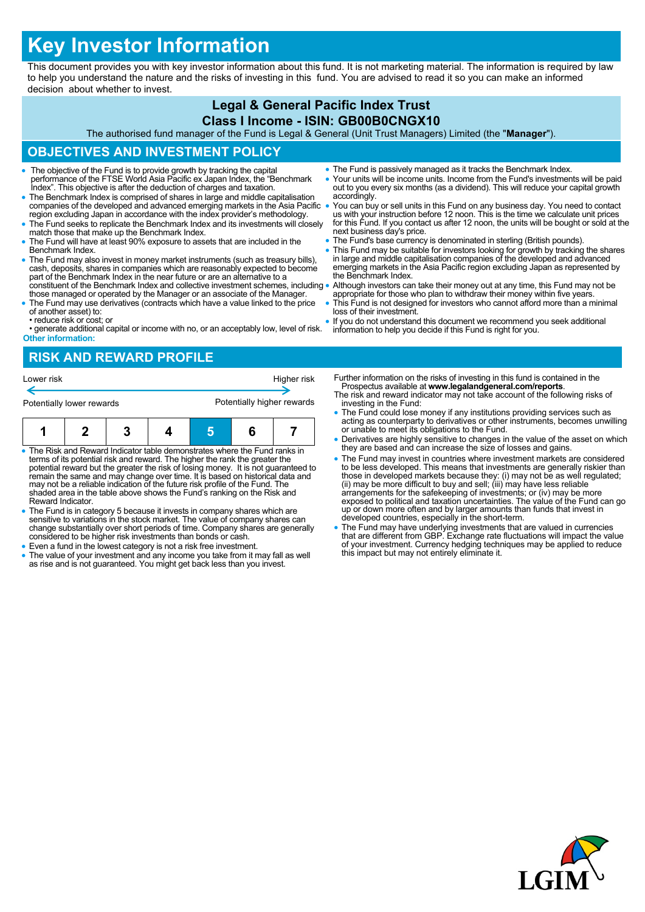# Key Investor Information

This document provides you with key investor information about this fund. It is not marketing material. The information is required by law to help you understand the nature and the risks of investing in this fund. You are advised to read it so you can make an informed decision about whether to invest.

**Legal & General Pacific Index Trust**

**Class I Income - ISIN: GB00B0CNGX10**

The authorised fund manager of the Fund is Legal & General (Unit Trust Managers) Limited (the "**Manager**").

## OBJECTIVES AND INVESTMENT POLICY

- The objective of the Fund is to provide growth by tracking the capital performance of the FTSE World Asia Pacific ex Japan Index, the "Benchmark Index". This objective is after the deduction of charges and taxation.
- The Benchmark Index is comprised of shares in large and middle capitalisation companies of the developed and advanced emerging markets in the Asia Pacific region excluding Japan in accordance with the index provider's methodology.
- The Fund seeks to replicate the Benchmark Index and its investments will closely match those that make up the Benchmark Index.
- The Fund will have at least 90% exposure to assets that are included in the Benchmark Index.
- The Fund may also invest in money market instruments (such as treasury bills), cash, deposits, shares in companies which are reasonably expected to become part of the Benchmark Index in the near future or are an alternative to a constituent of the Benchmark Index and collective investment schemes, including those managed or operated by the Manager or an associate of the Manager.
- The Fund may use derivatives (contracts which have a value linked to the price of another asset) to:
  - reduce risk or cost; or
  - generate additional capital or income with no, or an acceptably low, level of risk.

**Other information:**

- The Fund is passively managed as it tracks the Benchmark Index.
- Your units will be income units. Income from the Fund's investments will be paid out to you every six months (as a dividend). This will reduce your capital growth accordingly.
- You can buy or sell units in this Fund on any business day. You need to contact us with your instruction before 12 noon. This is the time we calculate unit prices for this Fund. If you contact us after 12 noon, the units will be bought or sold at the next business day's price.
- The Fund's base currency is denominated in sterling (British pounds).
- This Fund may be suitable for investors looking for growth by tracking the shares in large and middle capitalisation companies of the developed and advanced emerging markets in the Asia Pacific region excluding Japan as represented by the Benchmark Index.
- Although investors can take their money out at any time, this Fund may not be appropriate for those who plan to withdraw their money within five years.
- This Fund is not designed for investors who cannot afford more than a minimal loss of their investment.
- If you do not understand this document we recommend you seek additional information to help you decide if this Fund is right for you.

## RISK AND REWARD PROFILE

Lower risk — Higher risk

Potentially lower rewards — Potentially higher rewards

| 1 | 2 | 3 | 4 | **5** | 6 | 7 |
|---|---|---|---|---|---|---|

- The Risk and Reward Indicator table demonstrates where the Fund ranks in terms of its potential risk and reward. The higher the rank the greater the potential reward but the greater the risk of losing money. It is not guaranteed to remain the same and may change over time. It is based on historical data and may not be a reliable indication of the future risk profile of the Fund. The shaded area in the table above shows the Fund's ranking on the Risk and Reward Indicator.
- The Fund is in category 5 because it invests in company shares which are sensitive to variations in the stock market. The value of company shares can change substantially over short periods of time. Company shares are generally considered to be higher risk investments than bonds or cash.
- Even a fund in the lowest category is not a risk free investment.
- The value of your investment and any income you take from it may fall as well as rise and is not guaranteed. You might get back less than you invest.

Further information on the risks of investing in this fund is contained in the Prospectus available at **www.legalandgeneral.com/reports**.

The risk and reward indicator may not take account of the following risks of investing in the Fund:

- The Fund could lose money if any institutions providing services such as acting as counterparty to derivatives or other instruments, becomes unwilling or unable to meet its obligations to the Fund.
- Derivatives are highly sensitive to changes in the value of the asset on which they are based and can increase the size of losses and gains.
- The Fund may invest in countries where investment markets are considered to be less developed. This means that investments are generally riskier than those in developed markets because they: (i) may not be as well regulated; (ii) may be more difficult to buy and sell; (iii) may have less reliable arrangements for the safekeeping of investments; or (iv) may be more exposed to political and taxation uncertainties. The value of the Fund can go up or down more often and by larger amounts than funds that invest in developed countries, especially in the short-term.
- The Fund may have underlying investments that are valued in currencies that are different from GBP. Exchange rate fluctuations will impact the value of your investment. Currency hedging techniques may be applied to reduce this impact but may not entirely eliminate it.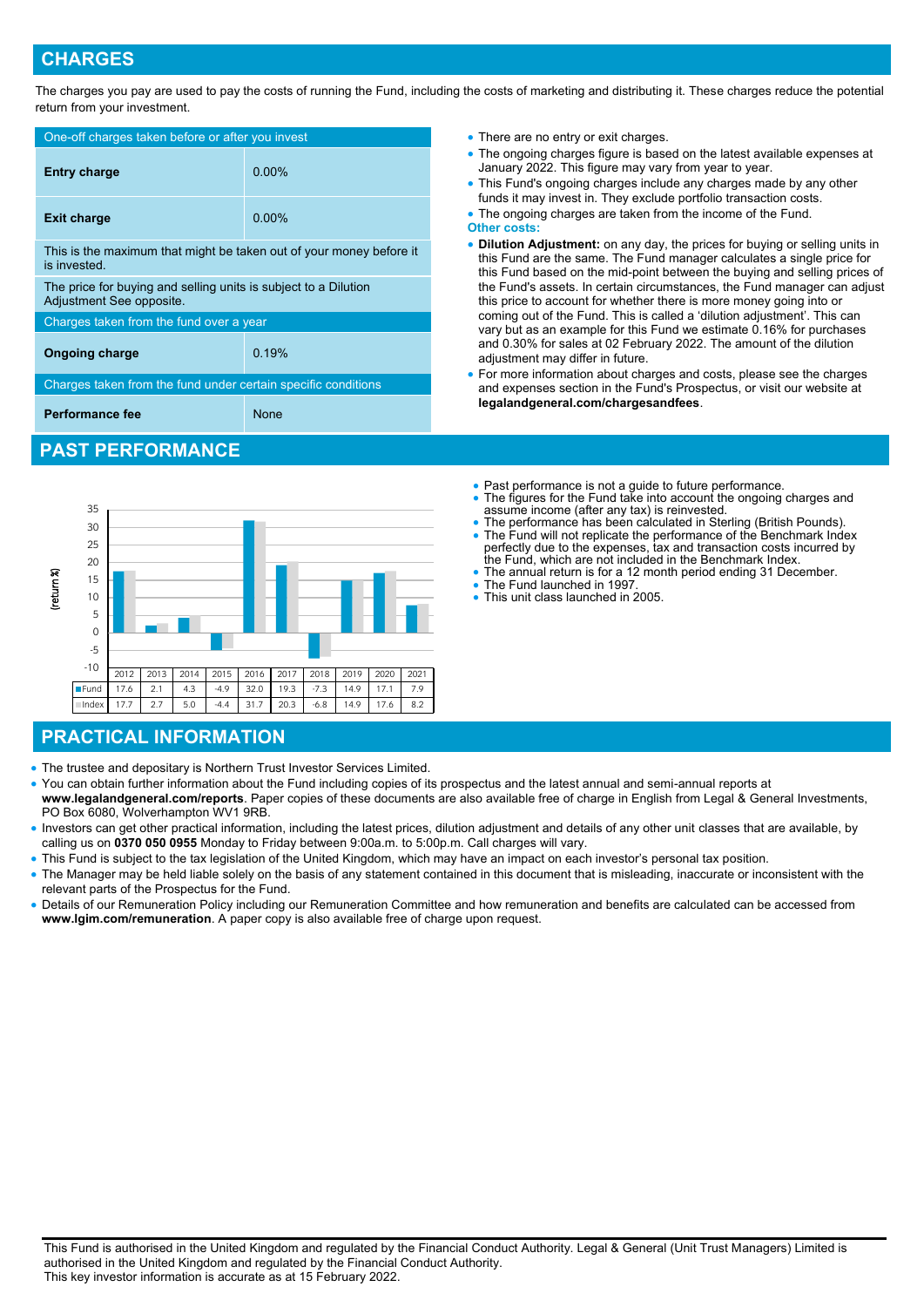## CHARGES

The charges you pay are used to pay the costs of running the Fund, including the costs of marketing and distributing it. These charges reduce the potential return from your investment.

| One-off charges taken before or after you invest | |
|---|---|
| **Entry charge** | 0.00% |
| **Exit charge** | 0.00% |
| This is the maximum that might be taken out of your money before it is invested. | |
| The price for buying and selling units is subject to a Dilution Adjustment See opposite. | |
| Charges taken from the fund over a year | |
| **Ongoing charge** | 0.19% |
| Charges taken from the fund under certain specific conditions | |
| **Performance fee** | None |

- There are no entry or exit charges.
- The ongoing charges figure is based on the latest available expenses at January 2022. This figure may vary from year to year.
- This Fund's ongoing charges include any charges made by any other funds it may invest in. They exclude portfolio transaction costs.
- The ongoing charges are taken from the income of the Fund.

**Other costs:**

- **Dilution Adjustment:** on any day, the prices for buying or selling units in this Fund are the same. The Fund manager calculates a single price for this Fund based on the mid-point between the buying and selling prices of the Fund's assets. In certain circumstances, the Fund manager can adjust this price to account for whether there is more money going into or coming out of the Fund. This is called a 'dilution adjustment'. This can vary but as an example for this Fund we estimate 0.16% for purchases and 0.30% for sales at 02 February 2022. The amount of the dilution adjustment may differ in future.
- For more information about charges and costs, please see the charges and expenses section in the Fund's Prospectus, or visit our website at **legalandgeneral.com/chargesandfees**.

## PAST PERFORMANCE

(return %)

35
30
25
20
15
10
5
0
-5
-10

| | 2012 | 2013 | 2014 | 2015 | 2016 | 2017 | 2018 | 2019 | 2020 | 2021 |
|---|---|---|---|---|---|---|---|---|---|---|
| Fund | 17.6 | 2.1 | 4.3 | -4.9 | 32.0 | 19.3 | -7.3 | 14.9 | 17.1 | 7.9 |
| Index | 17.7 | 2.7 | 5.0 | -4.4 | 31.7 | 20.3 | -6.8 | 14.9 | 17.6 | 8.2 |

- Past performance is not a guide to future performance.
- The figures for the Fund take into account the ongoing charges and assume income (after any tax) is reinvested.
- The performance has been calculated in Sterling (British Pounds).
- The Fund will not replicate the performance of the Benchmark Index perfectly due to the expenses, tax and transaction costs incurred by the Fund, which are not included in the Benchmark Index.
- The annual return is for a 12 month period ending 31 December.
- The Fund launched in 1997.
- This unit class launched in 2005.

## PRACTICAL INFORMATION

- The trustee and depositary is Northern Trust Investor Services Limited.
- You can obtain further information about the Fund including copies of its prospectus and the latest annual and semi-annual reports at **www.legalandgeneral.com/reports**. Paper copies of these documents are also available free of charge in English from Legal & General Investments, PO Box 6080, Wolverhampton WV1 9RB.
- Investors can get other practical information, including the latest prices, dilution adjustment and details of any other unit classes that are available, by calling us on **0370 050 0955** Monday to Friday between 9:00a.m. to 5:00p.m. Call charges will vary.
- This Fund is subject to the tax legislation of the United Kingdom, which may have an impact on each investor's personal tax position.
- The Manager may be held liable solely on the basis of any statement contained in this document that is misleading, inaccurate or inconsistent with the relevant parts of the Prospectus for the Fund.
- Details of our Remuneration Policy including our Remuneration Committee and how remuneration and benefits are calculated can be accessed from **www.lgim.com/remuneration**. A paper copy is also available free of charge upon request.

This Fund is authorised in the United Kingdom and regulated by the Financial Conduct Authority. Legal & General (Unit Trust Managers) Limited is authorised in the United Kingdom and regulated by the Financial Conduct Authority.
This key investor information is accurate as at 15 February 2022.